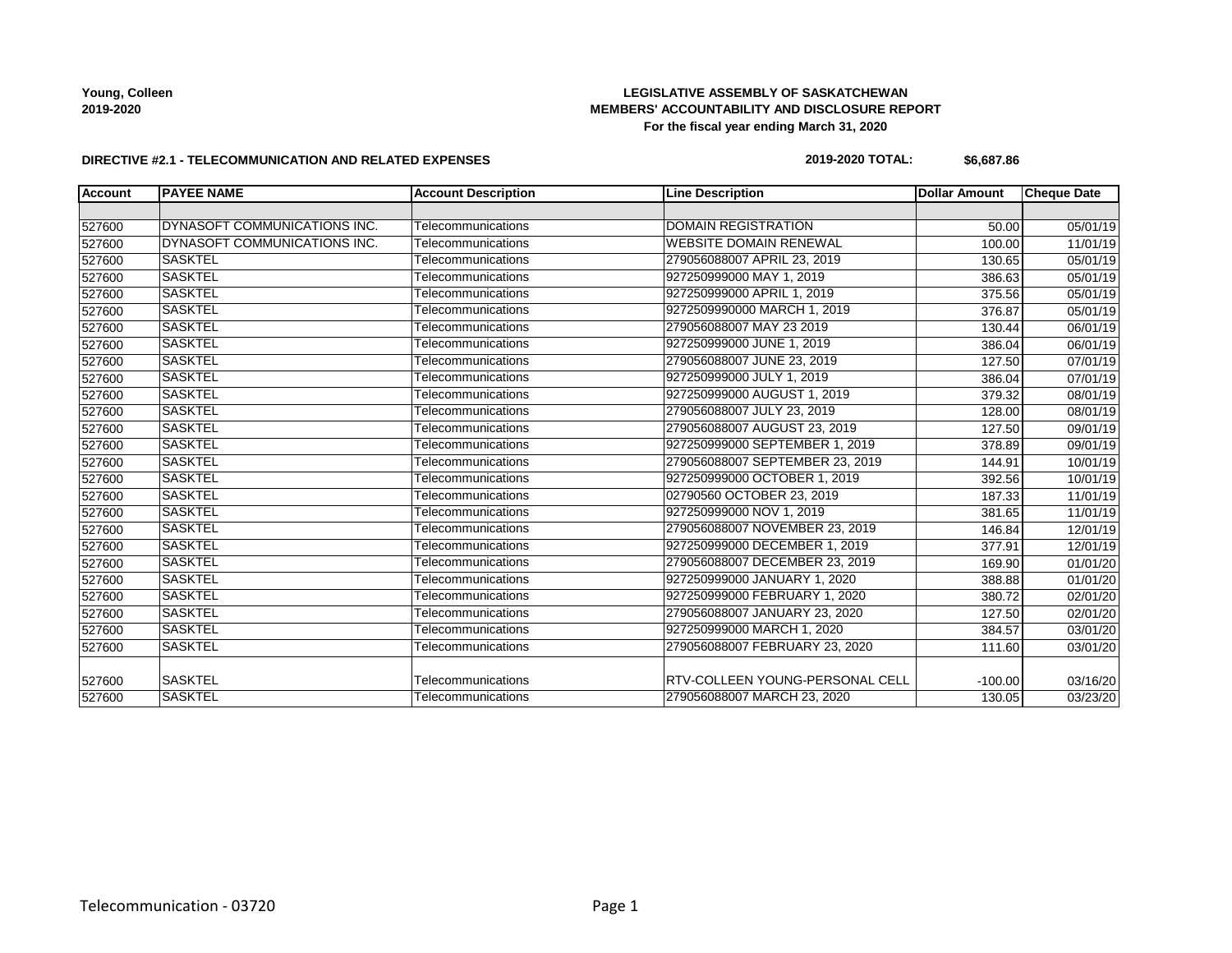Young, Colleen
2019-2020

**LEGISLATIVE ASSEMBLY OF SASKATCHEWAN**
**MEMBERS' ACCOUNTABILITY AND DISCLOSURE REPORT**
**For the fiscal year ending March 31, 2020**

**DIRECTIVE #2.1 - TELECOMMUNICATION AND RELATED EXPENSES**

**2019-2020 TOTAL: $6,687.86**

| Account | PAYEE NAME | Account Description | Line Description | Dollar Amount | Cheque Date |
|---|---|---|---|---|---|
| | | | | | |
| 527600 | DYNASOFT COMMUNICATIONS INC. | Telecommunications | DOMAIN REGISTRATION | 50.00 | 05/01/19 |
| 527600 | DYNASOFT COMMUNICATIONS INC. | Telecommunications | WEBSITE DOMAIN RENEWAL | 100.00 | 11/01/19 |
| 527600 | SASKTEL | Telecommunications | 279056088007 APRIL 23, 2019 | 130.65 | 05/01/19 |
| 527600 | SASKTEL | Telecommunications | 927250999000 MAY 1, 2019 | 386.63 | 05/01/19 |
| 527600 | SASKTEL | Telecommunications | 927250999000 APRIL 1, 2019 | 375.56 | 05/01/19 |
| 527600 | SASKTEL | Telecommunications | 9272509990000 MARCH 1, 2019 | 376.87 | 05/01/19 |
| 527600 | SASKTEL | Telecommunications | 279056088007 MAY 23 2019 | 130.44 | 06/01/19 |
| 527600 | SASKTEL | Telecommunications | 927250999000 JUNE 1, 2019 | 386.04 | 06/01/19 |
| 527600 | SASKTEL | Telecommunications | 279056088007 JUNE 23, 2019 | 127.50 | 07/01/19 |
| 527600 | SASKTEL | Telecommunications | 927250999000 JULY 1, 2019 | 386.04 | 07/01/19 |
| 527600 | SASKTEL | Telecommunications | 927250999000 AUGUST 1, 2019 | 379.32 | 08/01/19 |
| 527600 | SASKTEL | Telecommunications | 279056088007 JULY 23, 2019 | 128.00 | 08/01/19 |
| 527600 | SASKTEL | Telecommunications | 279056088007 AUGUST 23, 2019 | 127.50 | 09/01/19 |
| 527600 | SASKTEL | Telecommunications | 927250999000 SEPTEMBER 1, 2019 | 378.89 | 09/01/19 |
| 527600 | SASKTEL | Telecommunications | 279056088007 SEPTEMBER 23, 2019 | 144.91 | 10/01/19 |
| 527600 | SASKTEL | Telecommunications | 927250999000 OCTOBER 1, 2019 | 392.56 | 10/01/19 |
| 527600 | SASKTEL | Telecommunications | 02790560 OCTOBER 23, 2019 | 187.33 | 11/01/19 |
| 527600 | SASKTEL | Telecommunications | 927250999000 NOV 1, 2019 | 381.65 | 11/01/19 |
| 527600 | SASKTEL | Telecommunications | 279056088007 NOVEMBER 23, 2019 | 146.84 | 12/01/19 |
| 527600 | SASKTEL | Telecommunications | 927250999000 DECEMBER 1, 2019 | 377.91 | 12/01/19 |
| 527600 | SASKTEL | Telecommunications | 279056088007 DECEMBER 23, 2019 | 169.90 | 01/01/20 |
| 527600 | SASKTEL | Telecommunications | 927250999000 JANUARY 1, 2020 | 388.88 | 01/01/20 |
| 527600 | SASKTEL | Telecommunications | 927250999000 FEBRUARY 1, 2020 | 380.72 | 02/01/20 |
| 527600 | SASKTEL | Telecommunications | 279056088007 JANUARY 23, 2020 | 127.50 | 02/01/20 |
| 527600 | SASKTEL | Telecommunications | 927250999000 MARCH 1, 2020 | 384.57 | 03/01/20 |
| 527600 | SASKTEL | Telecommunications | 279056088007 FEBRUARY 23, 2020 | 111.60 | 03/01/20 |
| 527600 | SASKTEL | Telecommunications | RTV-COLLEEN YOUNG-PERSONAL CELL | -100.00 | 03/16/20 |
| 527600 | SASKTEL | Telecommunications | 279056088007 MARCH 23, 2020 | 130.05 | 03/23/20 |

Telecommunication - 03720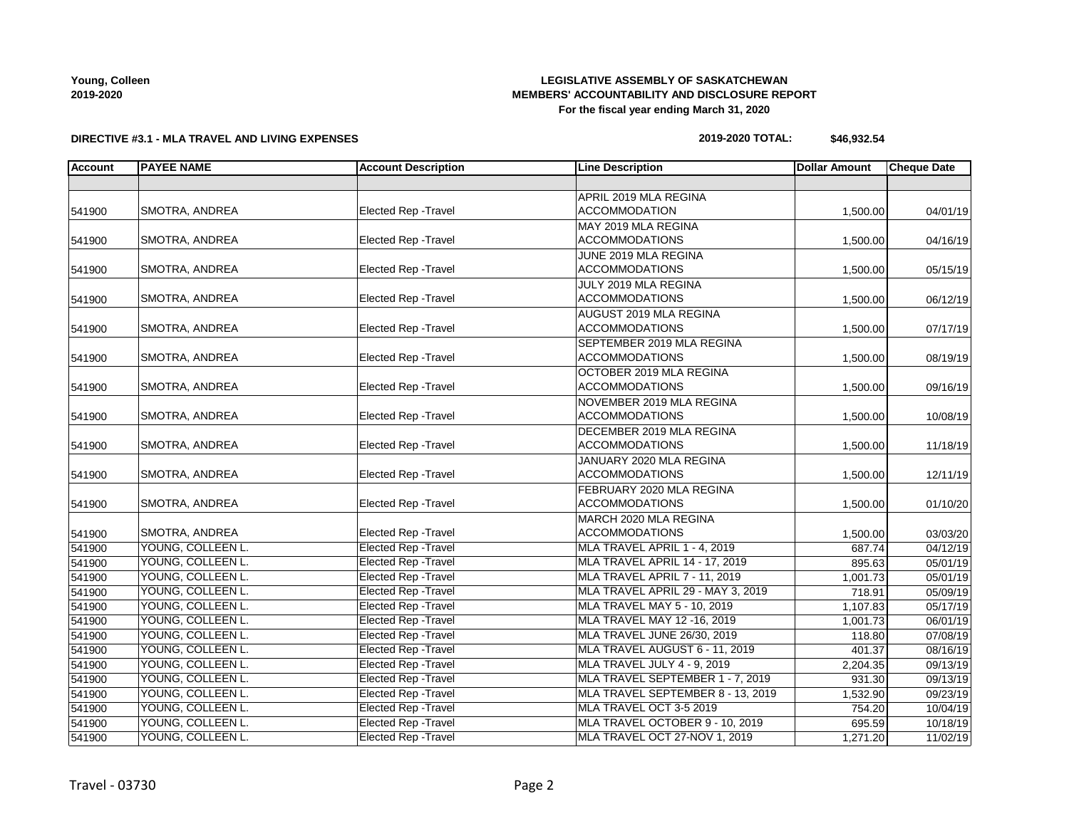**LEGISLATIVE ASSEMBLY OF SASKATCHEWAN**
**MEMBERS' ACCOUNTABILITY AND DISCLOSURE REPORT**
**For the fiscal year ending March 31, 2020**

**Young, Colleen**
**2019-2020**

**DIRECTIVE #3.1 - MLA TRAVEL AND LIVING EXPENSES**

**2019-2020 TOTAL: $46,932.54**

| Account | PAYEE NAME | Account Description | Line Description | Dollar Amount | Cheque Date |
|---|---|---|---|---|---|
| | | | | | |
| 541900 | SMOTRA, ANDREA | Elected Rep -Travel | APRIL 2019 MLA REGINA ACCOMMODATION | 1,500.00 | 04/01/19 |
| 541900 | SMOTRA, ANDREA | Elected Rep -Travel | MAY 2019 MLA REGINA ACCOMMODATIONS | 1,500.00 | 04/16/19 |
| 541900 | SMOTRA, ANDREA | Elected Rep -Travel | JUNE 2019 MLA REGINA ACCOMMODATIONS | 1,500.00 | 05/15/19 |
| 541900 | SMOTRA, ANDREA | Elected Rep -Travel | JULY 2019 MLA REGINA ACCOMMODATIONS | 1,500.00 | 06/12/19 |
| 541900 | SMOTRA, ANDREA | Elected Rep -Travel | AUGUST 2019 MLA REGINA ACCOMMODATIONS | 1,500.00 | 07/17/19 |
| 541900 | SMOTRA, ANDREA | Elected Rep -Travel | SEPTEMBER 2019 MLA REGINA ACCOMMODATIONS | 1,500.00 | 08/19/19 |
| 541900 | SMOTRA, ANDREA | Elected Rep -Travel | OCTOBER 2019 MLA REGINA ACCOMMODATIONS | 1,500.00 | 09/16/19 |
| 541900 | SMOTRA, ANDREA | Elected Rep -Travel | NOVEMBER 2019 MLA REGINA ACCOMMODATIONS | 1,500.00 | 10/08/19 |
| 541900 | SMOTRA, ANDREA | Elected Rep -Travel | DECEMBER 2019 MLA REGINA ACCOMMODATIONS | 1,500.00 | 11/18/19 |
| 541900 | SMOTRA, ANDREA | Elected Rep -Travel | JANUARY 2020 MLA REGINA ACCOMMODATIONS | 1,500.00 | 12/11/19 |
| 541900 | SMOTRA, ANDREA | Elected Rep -Travel | FEBRUARY 2020 MLA REGINA ACCOMMODATIONS | 1,500.00 | 01/10/20 |
| 541900 | SMOTRA, ANDREA | Elected Rep -Travel | MARCH 2020 MLA REGINA ACCOMMODATIONS | 1,500.00 | 03/03/20 |
| 541900 | YOUNG, COLLEEN L. | Elected Rep -Travel | MLA TRAVEL APRIL 1 - 4, 2019 | 687.74 | 04/12/19 |
| 541900 | YOUNG, COLLEEN L. | Elected Rep -Travel | MLA TRAVEL APRIL 14 - 17, 2019 | 895.63 | 05/01/19 |
| 541900 | YOUNG, COLLEEN L. | Elected Rep -Travel | MLA TRAVEL APRIL 7 - 11, 2019 | 1,001.73 | 05/01/19 |
| 541900 | YOUNG, COLLEEN L. | Elected Rep -Travel | MLA TRAVEL APRIL 29 - MAY 3, 2019 | 718.91 | 05/09/19 |
| 541900 | YOUNG, COLLEEN L. | Elected Rep -Travel | MLA TRAVEL MAY 5 - 10, 2019 | 1,107.83 | 05/17/19 |
| 541900 | YOUNG, COLLEEN L. | Elected Rep -Travel | MLA TRAVEL MAY 12 -16, 2019 | 1,001.73 | 06/01/19 |
| 541900 | YOUNG, COLLEEN L. | Elected Rep -Travel | MLA TRAVEL JUNE 26/30, 2019 | 118.80 | 07/08/19 |
| 541900 | YOUNG, COLLEEN L. | Elected Rep -Travel | MLA TRAVEL AUGUST 6 - 11, 2019 | 401.37 | 08/16/19 |
| 541900 | YOUNG, COLLEEN L. | Elected Rep -Travel | MLA TRAVEL JULY 4 - 9, 2019 | 2,204.35 | 09/13/19 |
| 541900 | YOUNG, COLLEEN L. | Elected Rep -Travel | MLA TRAVEL SEPTEMBER 1 - 7, 2019 | 931.30 | 09/13/19 |
| 541900 | YOUNG, COLLEEN L. | Elected Rep -Travel | MLA TRAVEL SEPTEMBER 8 - 13, 2019 | 1,532.90 | 09/23/19 |
| 541900 | YOUNG, COLLEEN L. | Elected Rep -Travel | MLA TRAVEL OCT 3-5 2019 | 754.20 | 10/04/19 |
| 541900 | YOUNG, COLLEEN L. | Elected Rep -Travel | MLA TRAVEL OCTOBER 9 - 10, 2019 | 695.59 | 10/18/19 |
| 541900 | YOUNG, COLLEEN L. | Elected Rep -Travel | MLA TRAVEL OCT 27-NOV 1, 2019 | 1,271.20 | 11/02/19 |

Travel - 03730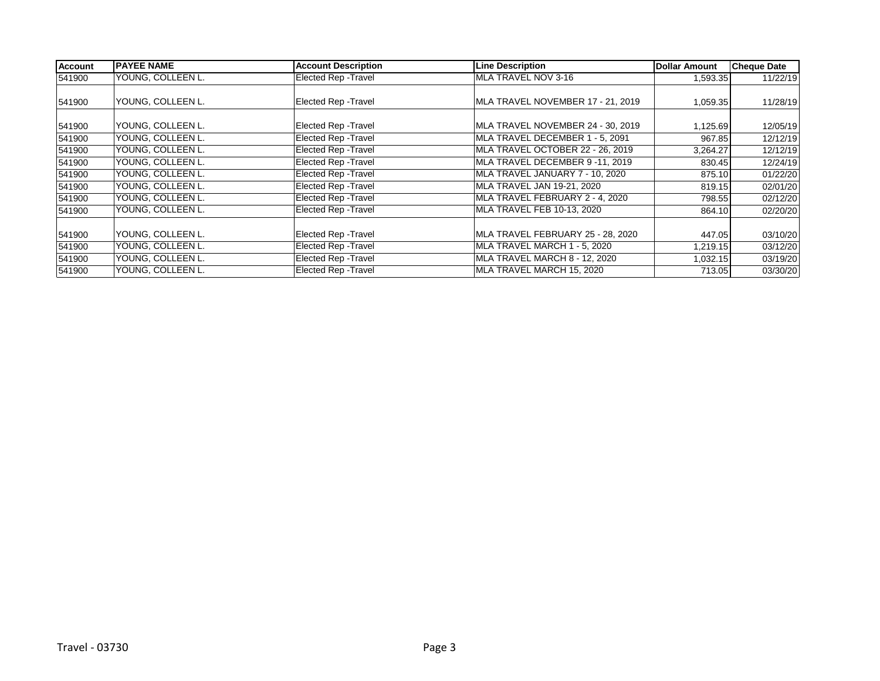| Account | PAYEE NAME | Account Description | Line Description | Dollar Amount | Cheque Date |
|---|---|---|---|---|---|
| 541900 | YOUNG, COLLEEN L. | Elected Rep -Travel | MLA TRAVEL NOV 3-16 | 1,593.35 | 11/22/19 |
| 541900 | YOUNG, COLLEEN L. | Elected Rep -Travel | MLA TRAVEL NOVEMBER 17 - 21, 2019 | 1,059.35 | 11/28/19 |
| 541900 | YOUNG, COLLEEN L. | Elected Rep -Travel | MLA TRAVEL NOVEMBER 24 - 30, 2019 | 1,125.69 | 12/05/19 |
| 541900 | YOUNG, COLLEEN L. | Elected Rep -Travel | MLA TRAVEL DECEMBER 1 - 5, 2091 | 967.85 | 12/12/19 |
| 541900 | YOUNG, COLLEEN L. | Elected Rep -Travel | MLA TRAVEL OCTOBER 22 - 26, 2019 | 3,264.27 | 12/12/19 |
| 541900 | YOUNG, COLLEEN L. | Elected Rep -Travel | MLA TRAVEL DECEMBER 9 -11, 2019 | 830.45 | 12/24/19 |
| 541900 | YOUNG, COLLEEN L. | Elected Rep -Travel | MLA TRAVEL JANUARY 7 - 10, 2020 | 875.10 | 01/22/20 |
| 541900 | YOUNG, COLLEEN L. | Elected Rep -Travel | MLA TRAVEL JAN 19-21, 2020 | 819.15 | 02/01/20 |
| 541900 | YOUNG, COLLEEN L. | Elected Rep -Travel | MLA TRAVEL FEBRUARY 2 - 4, 2020 | 798.55 | 02/12/20 |
| 541900 | YOUNG, COLLEEN L. | Elected Rep -Travel | MLA TRAVEL FEB 10-13, 2020 | 864.10 | 02/20/20 |
| 541900 | YOUNG, COLLEEN L. | Elected Rep -Travel | MLA TRAVEL FEBRUARY 25 - 28, 2020 | 447.05 | 03/10/20 |
| 541900 | YOUNG, COLLEEN L. | Elected Rep -Travel | MLA TRAVEL MARCH 1 - 5, 2020 | 1,219.15 | 03/12/20 |
| 541900 | YOUNG, COLLEEN L. | Elected Rep -Travel | MLA TRAVEL MARCH 8 - 12, 2020 | 1,032.15 | 03/19/20 |
| 541900 | YOUNG, COLLEEN L. | Elected Rep -Travel | MLA TRAVEL MARCH 15, 2020 | 713.05 | 03/30/20 |

Travel - 03730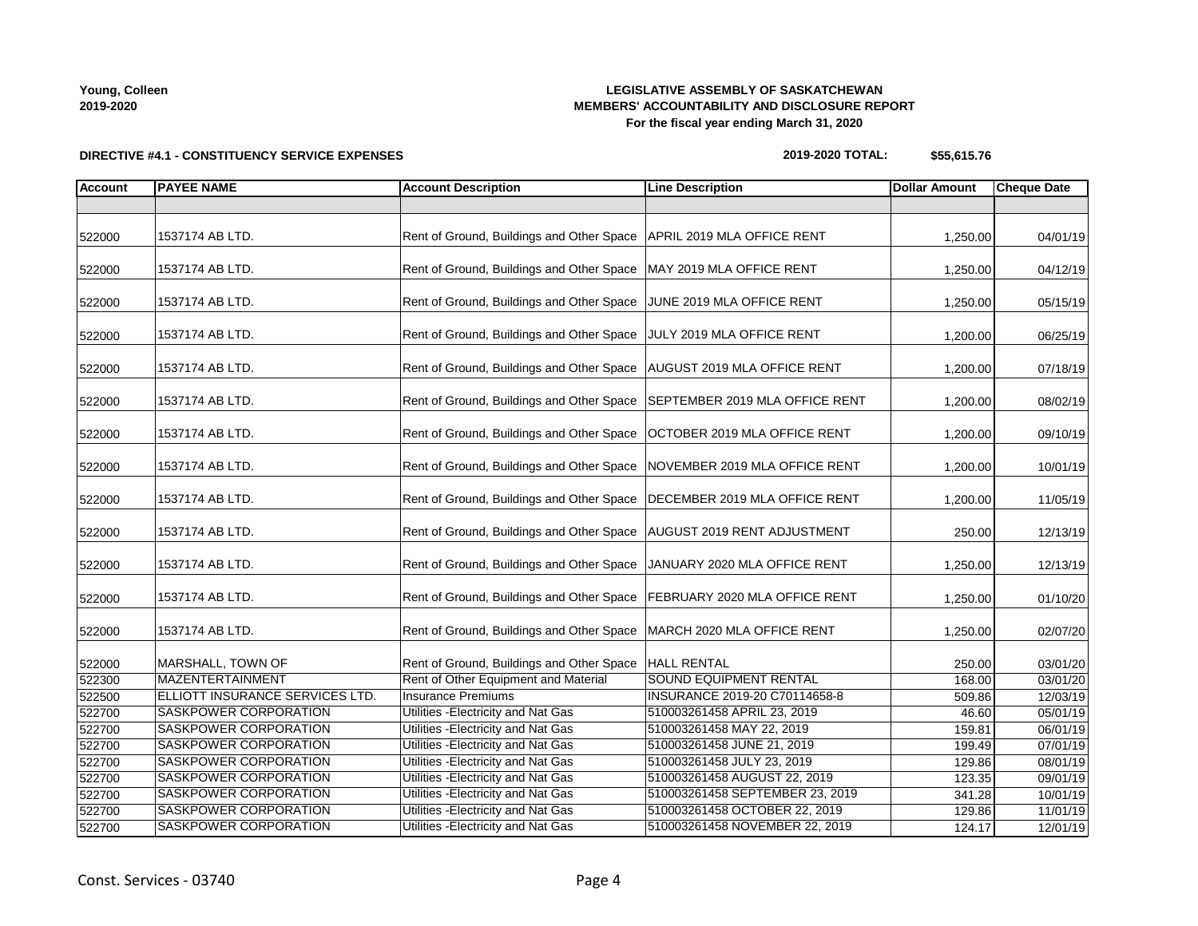**Young, Colleen**
**2019-2020**

**LEGISLATIVE ASSEMBLY OF SASKATCHEWAN**
**MEMBERS' ACCOUNTABILITY AND DISCLOSURE REPORT**
**For the fiscal year ending March 31, 2020**

**DIRECTIVE #4.1 - CONSTITUENCY SERVICE EXPENSES**

**2019-2020 TOTAL: $55,615.76**

| Account | PAYEE NAME | Account Description | Line Description | Dollar Amount | Cheque Date |
|---|---|---|---|---|---|
| | | | | | |
| 522000 | 1537174 AB LTD. | Rent of Ground, Buildings and Other Space | APRIL 2019 MLA OFFICE RENT | 1,250.00 | 04/01/19 |
| 522000 | 1537174 AB LTD. | Rent of Ground, Buildings and Other Space | MAY 2019 MLA OFFICE RENT | 1,250.00 | 04/12/19 |
| 522000 | 1537174 AB LTD. | Rent of Ground, Buildings and Other Space | JUNE 2019 MLA OFFICE RENT | 1,250.00 | 05/15/19 |
| 522000 | 1537174 AB LTD. | Rent of Ground, Buildings and Other Space | JULY 2019 MLA OFFICE RENT | 1,200.00 | 06/25/19 |
| 522000 | 1537174 AB LTD. | Rent of Ground, Buildings and Other Space | AUGUST 2019 MLA OFFICE RENT | 1,200.00 | 07/18/19 |
| 522000 | 1537174 AB LTD. | Rent of Ground, Buildings and Other Space | SEPTEMBER 2019 MLA OFFICE RENT | 1,200.00 | 08/02/19 |
| 522000 | 1537174 AB LTD. | Rent of Ground, Buildings and Other Space | OCTOBER 2019 MLA OFFICE RENT | 1,200.00 | 09/10/19 |
| 522000 | 1537174 AB LTD. | Rent of Ground, Buildings and Other Space | NOVEMBER 2019 MLA OFFICE RENT | 1,200.00 | 10/01/19 |
| 522000 | 1537174 AB LTD. | Rent of Ground, Buildings and Other Space | DECEMBER 2019 MLA OFFICE RENT | 1,200.00 | 11/05/19 |
| 522000 | 1537174 AB LTD. | Rent of Ground, Buildings and Other Space | AUGUST 2019 RENT ADJUSTMENT | 250.00 | 12/13/19 |
| 522000 | 1537174 AB LTD. | Rent of Ground, Buildings and Other Space | JANUARY 2020 MLA OFFICE RENT | 1,250.00 | 12/13/19 |
| 522000 | 1537174 AB LTD. | Rent of Ground, Buildings and Other Space | FEBRUARY 2020 MLA OFFICE RENT | 1,250.00 | 01/10/20 |
| 522000 | 1537174 AB LTD. | Rent of Ground, Buildings and Other Space | MARCH 2020 MLA OFFICE RENT | 1,250.00 | 02/07/20 |
| 522000 | MARSHALL, TOWN OF | Rent of Ground, Buildings and Other Space | HALL RENTAL | 250.00 | 03/01/20 |
| 522300 | MAZENTERTAINMENT | Rent of Other Equipment and Material | SOUND EQUIPMENT RENTAL | 168.00 | 03/01/20 |
| 522500 | ELLIOTT INSURANCE SERVICES LTD. | Insurance Premiums | INSURANCE 2019-20 C70114658-8 | 509.86 | 12/03/19 |
| 522700 | SASKPOWER CORPORATION | Utilities -Electricity and Nat Gas | 510003261458 APRIL 23, 2019 | 46.60 | 05/01/19 |
| 522700 | SASKPOWER CORPORATION | Utilities -Electricity and Nat Gas | 510003261458 MAY 22, 2019 | 159.81 | 06/01/19 |
| 522700 | SASKPOWER CORPORATION | Utilities -Electricity and Nat Gas | 510003261458 JUNE 21, 2019 | 199.49 | 07/01/19 |
| 522700 | SASKPOWER CORPORATION | Utilities -Electricity and Nat Gas | 510003261458 JULY 23, 2019 | 129.86 | 08/01/19 |
| 522700 | SASKPOWER CORPORATION | Utilities -Electricity and Nat Gas | 510003261458 AUGUST 22, 2019 | 123.35 | 09/01/19 |
| 522700 | SASKPOWER CORPORATION | Utilities -Electricity and Nat Gas | 510003261458 SEPTEMBER 23, 2019 | 341.28 | 10/01/19 |
| 522700 | SASKPOWER CORPORATION | Utilities -Electricity and Nat Gas | 510003261458 OCTOBER 22, 2019 | 129.86 | 11/01/19 |
| 522700 | SASKPOWER CORPORATION | Utilities -Electricity and Nat Gas | 510003261458 NOVEMBER 22, 2019 | 124.17 | 12/01/19 |

Const. Services - 03740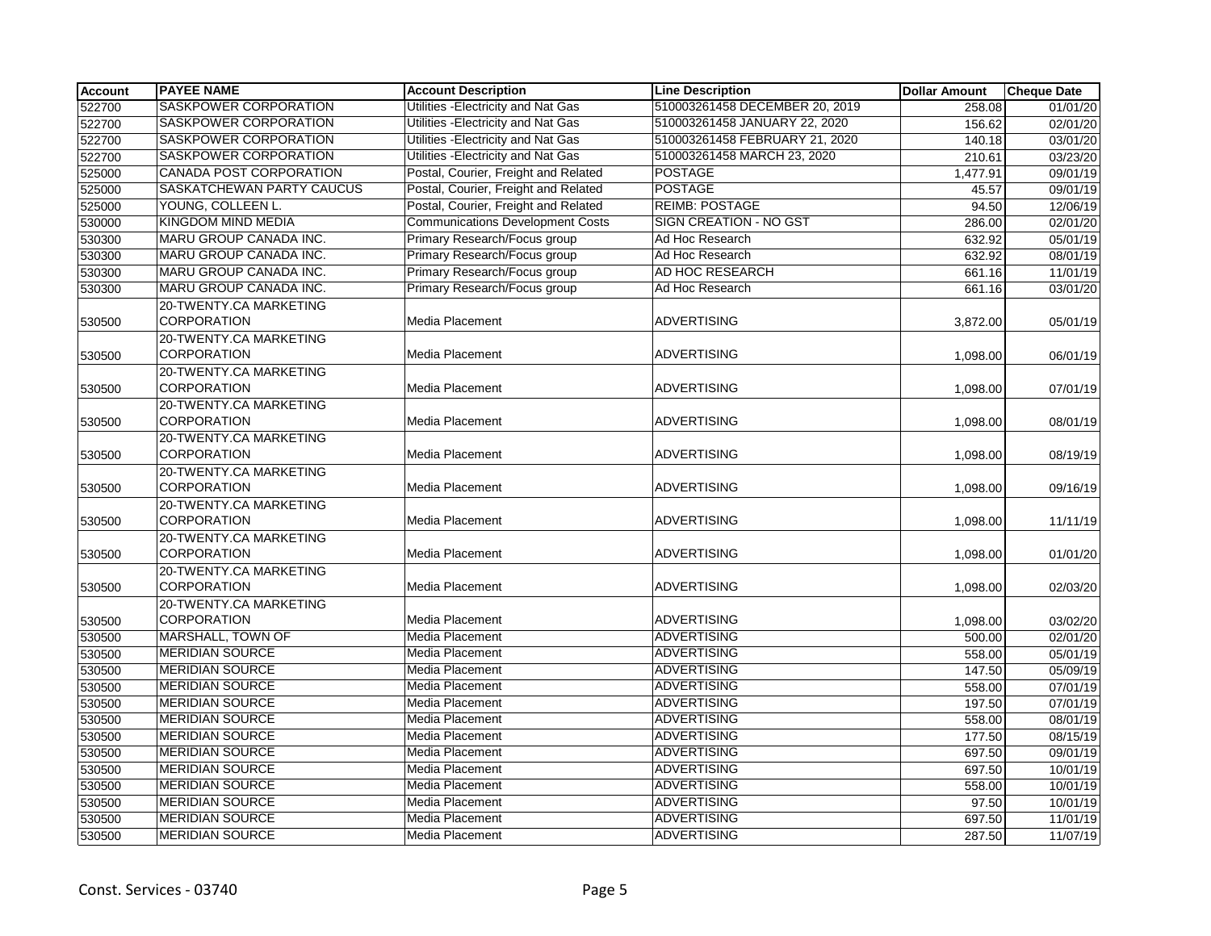| Account | PAYEE NAME | Account Description | Line Description | Dollar Amount | Cheque Date |
|---|---|---|---|---|---|
| 522700 | SASKPOWER CORPORATION | Utilities -Electricity and Nat Gas | 510003261458 DECEMBER 20, 2019 | 258.08 | 01/01/20 |
| 522700 | SASKPOWER CORPORATION | Utilities -Electricity and Nat Gas | 510003261458 JANUARY 22, 2020 | 156.62 | 02/01/20 |
| 522700 | SASKPOWER CORPORATION | Utilities -Electricity and Nat Gas | 510003261458 FEBRUARY 21, 2020 | 140.18 | 03/01/20 |
| 522700 | SASKPOWER CORPORATION | Utilities -Electricity and Nat Gas | 510003261458 MARCH 23, 2020 | 210.61 | 03/23/20 |
| 525000 | CANADA POST CORPORATION | Postal, Courier, Freight and Related | POSTAGE | 1,477.91 | 09/01/19 |
| 525000 | SASKATCHEWAN PARTY CAUCUS | Postal, Courier, Freight and Related | POSTAGE | 45.57 | 09/01/19 |
| 525000 | YOUNG, COLLEEN L. | Postal, Courier, Freight and Related | REIMB: POSTAGE | 94.50 | 12/06/19 |
| 530000 | KINGDOM MIND MEDIA | Communications Development Costs | SIGN CREATION - NO GST | 286.00 | 02/01/20 |
| 530300 | MARU GROUP CANADA INC. | Primary Research/Focus group | Ad Hoc Research | 632.92 | 05/01/19 |
| 530300 | MARU GROUP CANADA INC. | Primary Research/Focus group | Ad Hoc Research | 632.92 | 08/01/19 |
| 530300 | MARU GROUP CANADA INC. | Primary Research/Focus group | AD HOC RESEARCH | 661.16 | 11/01/19 |
| 530300 | MARU GROUP CANADA INC. | Primary Research/Focus group | Ad Hoc Research | 661.16 | 03/01/20 |
| 530500 | 20-TWENTY.CA MARKETING CORPORATION | Media Placement | ADVERTISING | 3,872.00 | 05/01/19 |
| 530500 | 20-TWENTY.CA MARKETING CORPORATION | Media Placement | ADVERTISING | 1,098.00 | 06/01/19 |
| 530500 | 20-TWENTY.CA MARKETING CORPORATION | Media Placement | ADVERTISING | 1,098.00 | 07/01/19 |
| 530500 | 20-TWENTY.CA MARKETING CORPORATION | Media Placement | ADVERTISING | 1,098.00 | 08/01/19 |
| 530500 | 20-TWENTY.CA MARKETING CORPORATION | Media Placement | ADVERTISING | 1,098.00 | 08/19/19 |
| 530500 | 20-TWENTY.CA MARKETING CORPORATION | Media Placement | ADVERTISING | 1,098.00 | 09/16/19 |
| 530500 | 20-TWENTY.CA MARKETING CORPORATION | Media Placement | ADVERTISING | 1,098.00 | 11/11/19 |
| 530500 | 20-TWENTY.CA MARKETING CORPORATION | Media Placement | ADVERTISING | 1,098.00 | 01/01/20 |
| 530500 | 20-TWENTY.CA MARKETING CORPORATION | Media Placement | ADVERTISING | 1,098.00 | 02/03/20 |
| 530500 | 20-TWENTY.CA MARKETING CORPORATION | Media Placement | ADVERTISING | 1,098.00 | 03/02/20 |
| 530500 | MARSHALL, TOWN OF | Media Placement | ADVERTISING | 500.00 | 02/01/20 |
| 530500 | MERIDIAN SOURCE | Media Placement | ADVERTISING | 558.00 | 05/01/19 |
| 530500 | MERIDIAN SOURCE | Media Placement | ADVERTISING | 147.50 | 05/09/19 |
| 530500 | MERIDIAN SOURCE | Media Placement | ADVERTISING | 558.00 | 07/01/19 |
| 530500 | MERIDIAN SOURCE | Media Placement | ADVERTISING | 197.50 | 07/01/19 |
| 530500 | MERIDIAN SOURCE | Media Placement | ADVERTISING | 558.00 | 08/01/19 |
| 530500 | MERIDIAN SOURCE | Media Placement | ADVERTISING | 177.50 | 08/15/19 |
| 530500 | MERIDIAN SOURCE | Media Placement | ADVERTISING | 697.50 | 09/01/19 |
| 530500 | MERIDIAN SOURCE | Media Placement | ADVERTISING | 697.50 | 10/01/19 |
| 530500 | MERIDIAN SOURCE | Media Placement | ADVERTISING | 558.00 | 10/01/19 |
| 530500 | MERIDIAN SOURCE | Media Placement | ADVERTISING | 97.50 | 10/01/19 |
| 530500 | MERIDIAN SOURCE | Media Placement | ADVERTISING | 697.50 | 11/01/19 |
| 530500 | MERIDIAN SOURCE | Media Placement | ADVERTISING | 287.50 | 11/07/19 |

Const. Services - 03740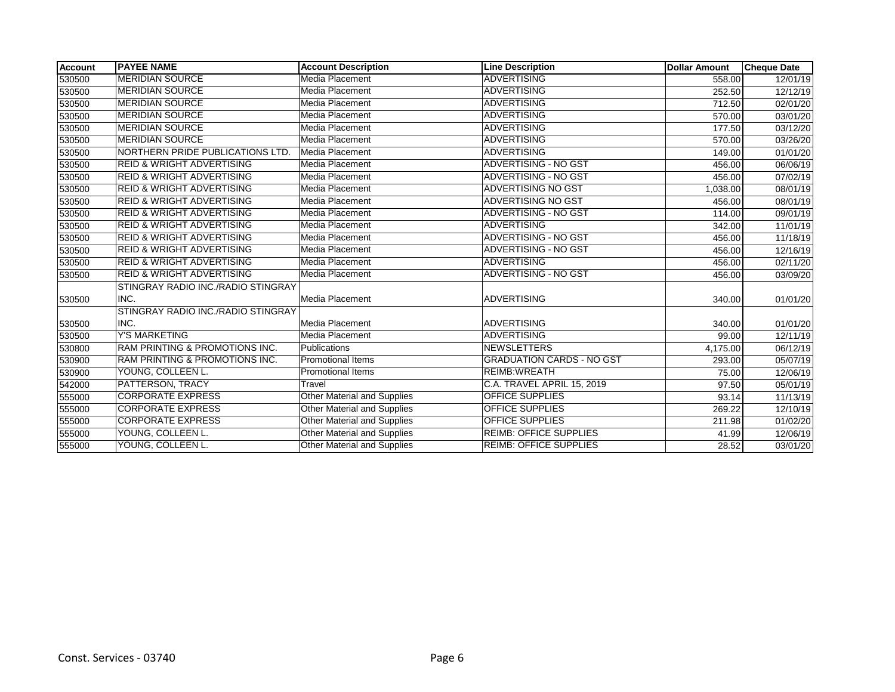| Account | PAYEE NAME | Account Description | Line Description | Dollar Amount | Cheque Date |
|---|---|---|---|---|---|
| 530500 | MERIDIAN SOURCE | Media Placement | ADVERTISING | 558.00 | 12/01/19 |
| 530500 | MERIDIAN SOURCE | Media Placement | ADVERTISING | 252.50 | 12/12/19 |
| 530500 | MERIDIAN SOURCE | Media Placement | ADVERTISING | 712.50 | 02/01/20 |
| 530500 | MERIDIAN SOURCE | Media Placement | ADVERTISING | 570.00 | 03/01/20 |
| 530500 | MERIDIAN SOURCE | Media Placement | ADVERTISING | 177.50 | 03/12/20 |
| 530500 | MERIDIAN SOURCE | Media Placement | ADVERTISING | 570.00 | 03/26/20 |
| 530500 | NORTHERN PRIDE PUBLICATIONS LTD. | Media Placement | ADVERTISING | 149.00 | 01/01/20 |
| 530500 | REID & WRIGHT ADVERTISING | Media Placement | ADVERTISING - NO GST | 456.00 | 06/06/19 |
| 530500 | REID & WRIGHT ADVERTISING | Media Placement | ADVERTISING - NO GST | 456.00 | 07/02/19 |
| 530500 | REID & WRIGHT ADVERTISING | Media Placement | ADVERTISING NO GST | 1,038.00 | 08/01/19 |
| 530500 | REID & WRIGHT ADVERTISING | Media Placement | ADVERTISING NO GST | 456.00 | 08/01/19 |
| 530500 | REID & WRIGHT ADVERTISING | Media Placement | ADVERTISING - NO GST | 114.00 | 09/01/19 |
| 530500 | REID & WRIGHT ADVERTISING | Media Placement | ADVERTISING | 342.00 | 11/01/19 |
| 530500 | REID & WRIGHT ADVERTISING | Media Placement | ADVERTISING - NO GST | 456.00 | 11/18/19 |
| 530500 | REID & WRIGHT ADVERTISING | Media Placement | ADVERTISING - NO GST | 456.00 | 12/16/19 |
| 530500 | REID & WRIGHT ADVERTISING | Media Placement | ADVERTISING | 456.00 | 02/11/20 |
| 530500 | REID & WRIGHT ADVERTISING | Media Placement | ADVERTISING - NO GST | 456.00 | 03/09/20 |
| 530500 | STINGRAY RADIO INC./RADIO STINGRAY INC. | Media Placement | ADVERTISING | 340.00 | 01/01/20 |
| 530500 | STINGRAY RADIO INC./RADIO STINGRAY INC. | Media Placement | ADVERTISING | 340.00 | 01/01/20 |
| 530500 | Y'S MARKETING | Media Placement | ADVERTISING | 99.00 | 12/11/19 |
| 530800 | RAM PRINTING & PROMOTIONS INC. | Publications | NEWSLETTERS | 4,175.00 | 06/12/19 |
| 530900 | RAM PRINTING & PROMOTIONS INC. | Promotional Items | GRADUATION CARDS - NO GST | 293.00 | 05/07/19 |
| 530900 | YOUNG, COLLEEN L. | Promotional Items | REIMB:WREATH | 75.00 | 12/06/19 |
| 542000 | PATTERSON, TRACY | Travel | C.A. TRAVEL APRIL 15, 2019 | 97.50 | 05/01/19 |
| 555000 | CORPORATE EXPRESS | Other Material and Supplies | OFFICE SUPPLIES | 93.14 | 11/13/19 |
| 555000 | CORPORATE EXPRESS | Other Material and Supplies | OFFICE SUPPLIES | 269.22 | 12/10/19 |
| 555000 | CORPORATE EXPRESS | Other Material and Supplies | OFFICE SUPPLIES | 211.98 | 01/02/20 |
| 555000 | YOUNG, COLLEEN L. | Other Material and Supplies | REIMB: OFFICE SUPPLIES | 41.99 | 12/06/19 |
| 555000 | YOUNG, COLLEEN L. | Other Material and Supplies | REIMB: OFFICE SUPPLIES | 28.52 | 03/01/20 |

Const. Services - 03740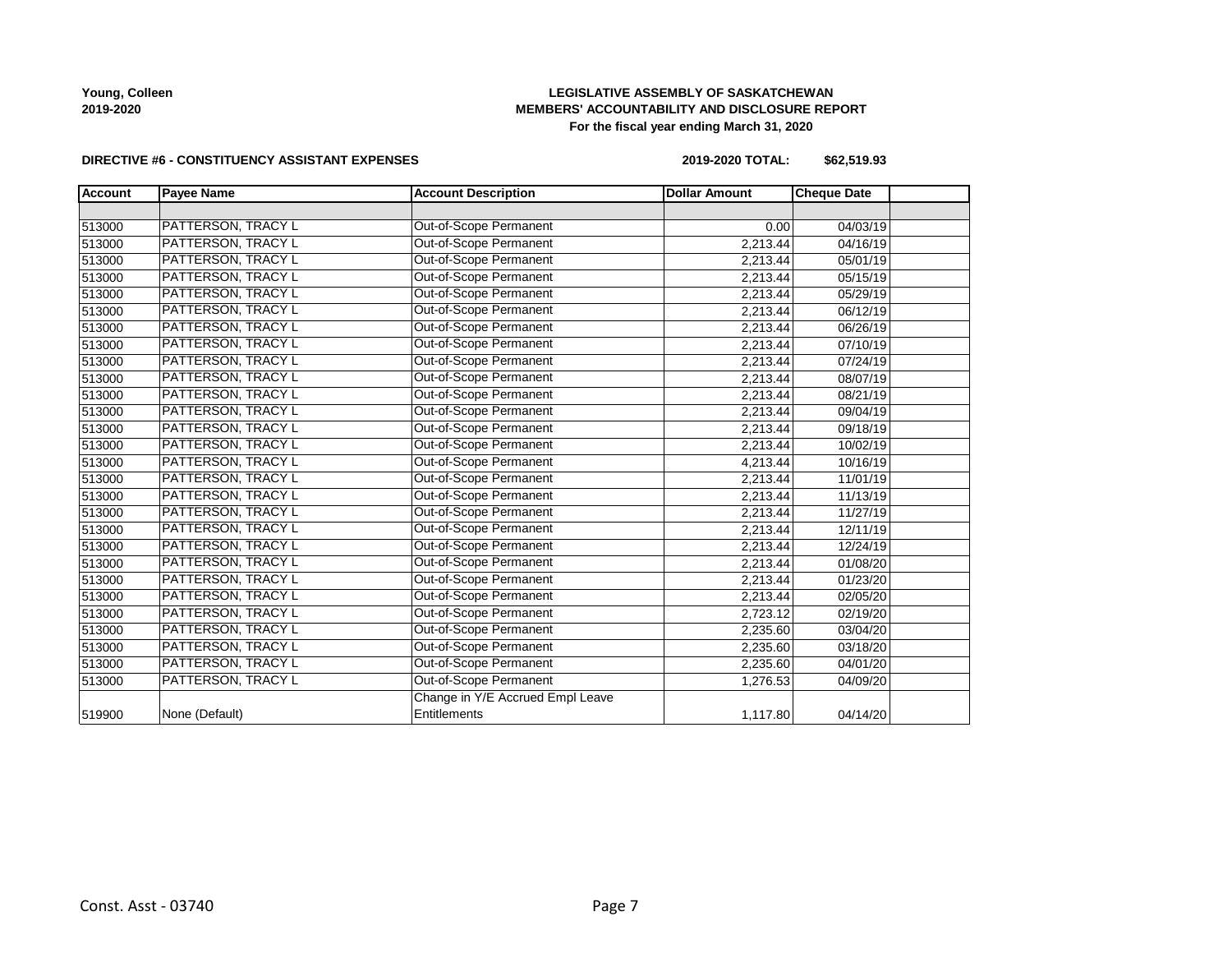Young, Colleen
2019-2020

**LEGISLATIVE ASSEMBLY OF SASKATCHEWAN**
**MEMBERS' ACCOUNTABILITY AND DISCLOSURE REPORT**
**For the fiscal year ending March 31, 2020**

**DIRECTIVE #6 - CONSTITUENCY ASSISTANT EXPENSES**

**2019-2020 TOTAL: $62,519.93**

| Account | Payee Name | Account Description | Dollar Amount | Cheque Date | |
|---|---|---|---|---|---|
| | | | | | |
| 513000 | PATTERSON, TRACY L | Out-of-Scope Permanent | 0.00 | 04/03/19 | |
| 513000 | PATTERSON, TRACY L | Out-of-Scope Permanent | 2,213.44 | 04/16/19 | |
| 513000 | PATTERSON, TRACY L | Out-of-Scope Permanent | 2,213.44 | 05/01/19 | |
| 513000 | PATTERSON, TRACY L | Out-of-Scope Permanent | 2,213.44 | 05/15/19 | |
| 513000 | PATTERSON, TRACY L | Out-of-Scope Permanent | 2,213.44 | 05/29/19 | |
| 513000 | PATTERSON, TRACY L | Out-of-Scope Permanent | 2,213.44 | 06/12/19 | |
| 513000 | PATTERSON, TRACY L | Out-of-Scope Permanent | 2,213.44 | 06/26/19 | |
| 513000 | PATTERSON, TRACY L | Out-of-Scope Permanent | 2,213.44 | 07/10/19 | |
| 513000 | PATTERSON, TRACY L | Out-of-Scope Permanent | 2,213.44 | 07/24/19 | |
| 513000 | PATTERSON, TRACY L | Out-of-Scope Permanent | 2,213.44 | 08/07/19 | |
| 513000 | PATTERSON, TRACY L | Out-of-Scope Permanent | 2,213.44 | 08/21/19 | |
| 513000 | PATTERSON, TRACY L | Out-of-Scope Permanent | 2,213.44 | 09/04/19 | |
| 513000 | PATTERSON, TRACY L | Out-of-Scope Permanent | 2,213.44 | 09/18/19 | |
| 513000 | PATTERSON, TRACY L | Out-of-Scope Permanent | 2,213.44 | 10/02/19 | |
| 513000 | PATTERSON, TRACY L | Out-of-Scope Permanent | 4,213.44 | 10/16/19 | |
| 513000 | PATTERSON, TRACY L | Out-of-Scope Permanent | 2,213.44 | 11/01/19 | |
| 513000 | PATTERSON, TRACY L | Out-of-Scope Permanent | 2,213.44 | 11/13/19 | |
| 513000 | PATTERSON, TRACY L | Out-of-Scope Permanent | 2,213.44 | 11/27/19 | |
| 513000 | PATTERSON, TRACY L | Out-of-Scope Permanent | 2,213.44 | 12/11/19 | |
| 513000 | PATTERSON, TRACY L | Out-of-Scope Permanent | 2,213.44 | 12/24/19 | |
| 513000 | PATTERSON, TRACY L | Out-of-Scope Permanent | 2,213.44 | 01/08/20 | |
| 513000 | PATTERSON, TRACY L | Out-of-Scope Permanent | 2,213.44 | 01/23/20 | |
| 513000 | PATTERSON, TRACY L | Out-of-Scope Permanent | 2,213.44 | 02/05/20 | |
| 513000 | PATTERSON, TRACY L | Out-of-Scope Permanent | 2,723.12 | 02/19/20 | |
| 513000 | PATTERSON, TRACY L | Out-of-Scope Permanent | 2,235.60 | 03/04/20 | |
| 513000 | PATTERSON, TRACY L | Out-of-Scope Permanent | 2,235.60 | 03/18/20 | |
| 513000 | PATTERSON, TRACY L | Out-of-Scope Permanent | 2,235.60 | 04/01/20 | |
| 513000 | PATTERSON, TRACY L | Out-of-Scope Permanent | 1,276.53 | 04/09/20 | |
| 519900 | None (Default) | Change in Y/E Accrued Empl Leave Entitlements | 1,117.80 | 04/14/20 | |

Const. Asst - 03740